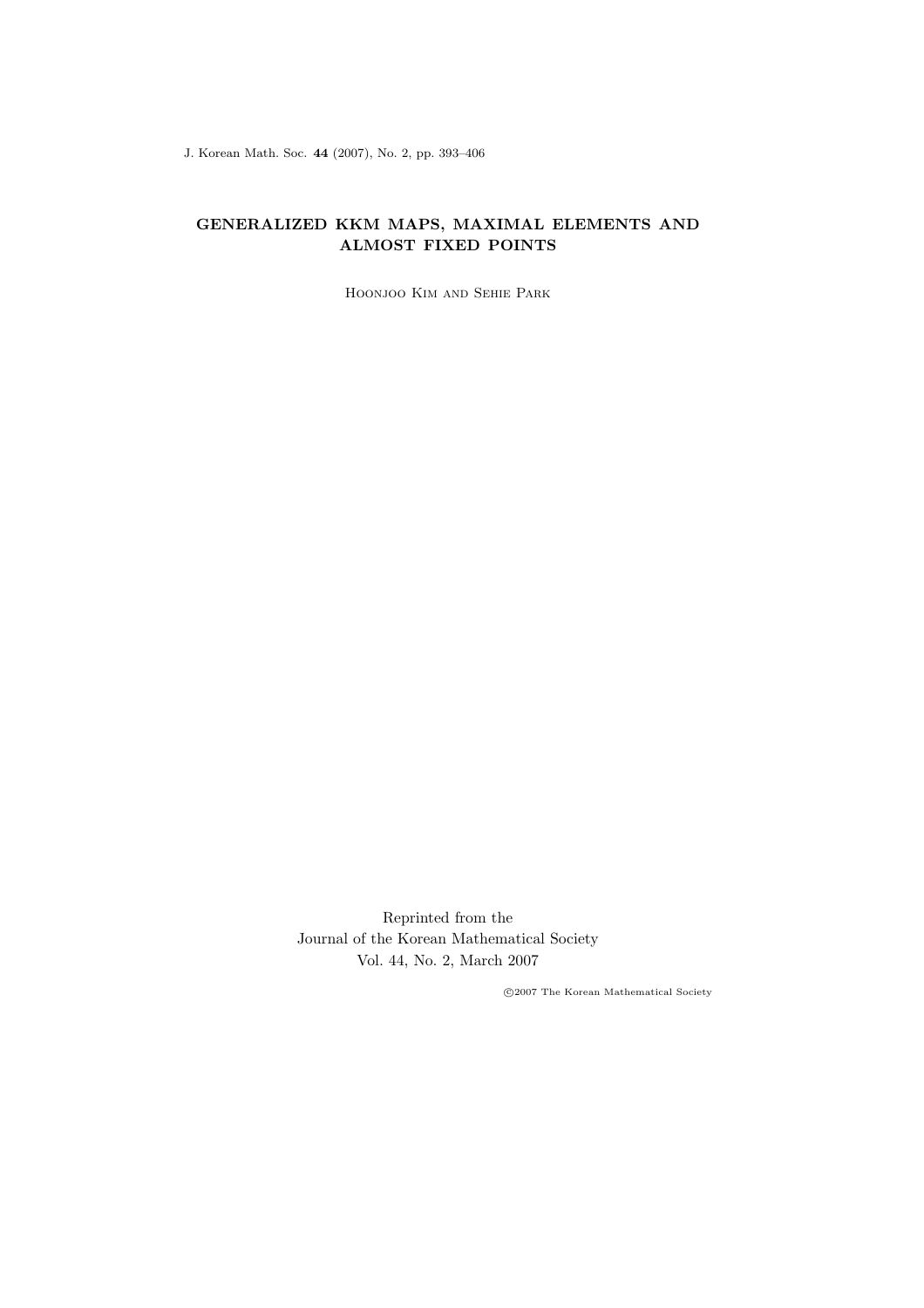J. Korean Math. Soc. **44** (2007), No. 2, pp. 393–406

# GENERALIZED KKM MAPS, MAXIMAL ELEMENTS AND ALMOST FIXED POINTS

Hoonjoo Kim and Sehie Park

Reprinted from the
Journal of the Korean Mathematical Society
Vol. 44, No. 2, March 2007

©2007 The Korean Mathematical Society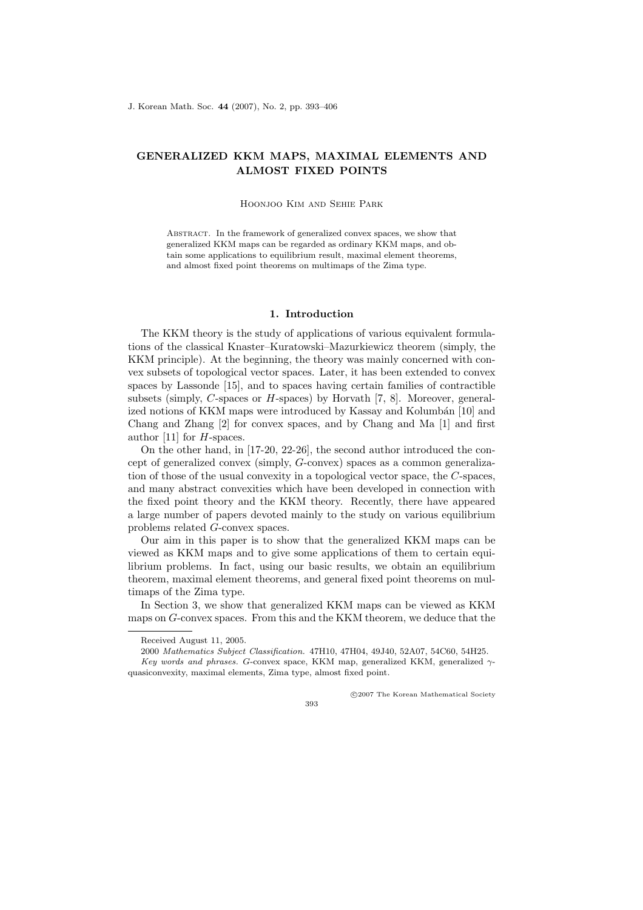# GENERALIZED KKM MAPS, MAXIMAL ELEMENTS AND ALMOST FIXED POINTS

Hoonjoo Kim and Sehie Park

Abstract. In the framework of generalized convex spaces, we show that generalized KKM maps can be regarded as ordinary KKM maps, and obtain some applications to equilibrium result, maximal element theorems, and almost fixed point theorems on multimaps of the Zima type.

## 1. Introduction

The KKM theory is the study of applications of various equivalent formulations of the classical Knaster–Kuratowski–Mazurkiewicz theorem (simply, the KKM principle). At the beginning, the theory was mainly concerned with convex subsets of topological vector spaces. Later, it has been extended to convex spaces by Lassonde [15], and to spaces having certain families of contractible subsets (simply, $C$-spaces or $H$-spaces) by Horvath [7, 8]. Moreover, generalized notions of KKM maps were introduced by Kassay and Kolumbán [10] and Chang and Zhang [2] for convex spaces, and by Chang and Ma [1] and first author [11] for $H$-spaces.

On the other hand, in [17-20, 22-26], the second author introduced the concept of generalized convex (simply, $G$-convex) spaces as a common generalization of those of the usual convexity in a topological vector space, the $C$-spaces, and many abstract convexities which have been developed in connection with the fixed point theory and the KKM theory. Recently, there have appeared a large number of papers devoted mainly to the study on various equilibrium problems related $G$-convex spaces.

Our aim in this paper is to show that the generalized KKM maps can be viewed as KKM maps and to give some applications of them to certain equilibrium problems. In fact, using our basic results, we obtain an equilibrium theorem, maximal element theorems, and general fixed point theorems on multimaps of the Zima type.

In Section 3, we show that generalized KKM maps can be viewed as KKM maps on $G$-convex spaces. From this and the KKM theorem, we deduce that the

---

Received August 11, 2005.

2000 *Mathematics Subject Classification.* 47H10, 47H04, 49J40, 52A07, 54C60, 54H25.

*Key words and phrases.* $G$-convex space, KKM map, generalized KKM, generalized $\gamma$-quasiconvexity, maximal elements, Zima type, almost fixed point.

©2007 The Korean Mathematical Society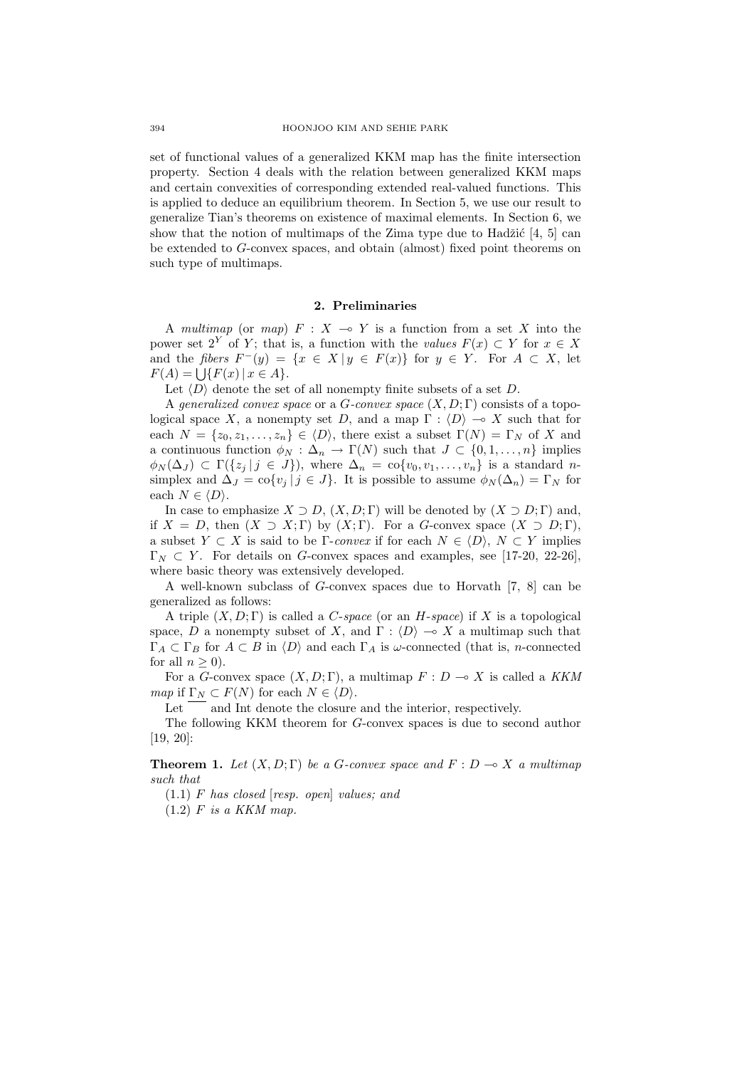set of functional values of a generalized KKM map has the finite intersection property. Section 4 deals with the relation between generalized KKM maps and certain convexities of corresponding extended real-valued functions. This is applied to deduce an equilibrium theorem. In Section 5, we use our result to generalize Tian's theorems on existence of maximal elements. In Section 6, we show that the notion of multimaps of the Zima type due to Hadžić [4, 5] can be extended to $G$-convex spaces, and obtain (almost) fixed point theorems on such type of multimaps.

## 2. Preliminaries

A *multimap* (or *map*) $F : X \multimap Y$ is a function from a set $X$ into the power set $2^Y$ of $Y$; that is, a function with the *values* $F(x) \subset Y$ for $x \in X$ and the *fibers* $F^-(y) = \{x \in X \mid y \in F(x)\}$ for $y \in Y$. For $A \subset X$, let $F(A) = \bigcup\{F(x) \mid x \in A\}$.

Let $\langle D \rangle$ denote the set of all nonempty finite subsets of a set $D$.

A *generalized convex space* or a *$G$-convex space* $(X, D; \Gamma)$ consists of a topological space $X$, a nonempty set $D$, and a map $\Gamma : \langle D \rangle \multimap X$ such that for each $N = \{z_0, z_1, \ldots, z_n\} \in \langle D \rangle$, there exist a subset $\Gamma(N) = \Gamma_N$ of $X$ and a continuous function $\phi_N : \Delta_n \to \Gamma(N)$ such that $J \subset \{0, 1, \ldots, n\}$ implies $\phi_N(\Delta_J) \subset \Gamma(\{z_j \mid j \in J\})$, where $\Delta_n = \mathrm{co}\{v_0, v_1, \ldots, v_n\}$ is a standard $n$-simplex and $\Delta_J = \mathrm{co}\{v_j \mid j \in J\}$. It is possible to assume $\phi_N(\Delta_n) = \Gamma_N$ for each $N \in \langle D \rangle$.

In case to emphasize $X \supset D$, $(X, D; \Gamma)$ will be denoted by $(X \supset D; \Gamma)$ and, if $X = D$, then $(X \supset X; \Gamma)$ by $(X; \Gamma)$. For a $G$-convex space $(X \supset D; \Gamma)$, a subset $Y \subset X$ is said to be *$\Gamma$-convex* if for each $N \in \langle D \rangle$, $N \subset Y$ implies $\Gamma_N \subset Y$. For details on $G$-convex spaces and examples, see [17-20, 22-26], where basic theory was extensively developed.

A well-known subclass of $G$-convex spaces due to Horvath [7, 8] can be generalized as follows:

A triple $(X, D; \Gamma)$ is called a *$C$-space* (or an *$H$-space*) if $X$ is a topological space, $D$ a nonempty subset of $X$, and $\Gamma : \langle D \rangle \multimap X$ a multimap such that $\Gamma_A \subset \Gamma_B$ for $A \subset B$ in $\langle D \rangle$ and each $\Gamma_A$ is $\omega$-connected (that is, $n$-connected for all $n \geq 0$).

For a $G$-convex space $(X, D; \Gamma)$, a multimap $F : D \multimap X$ is called a *KKM map* if $\Gamma_N \subset F(N)$ for each $N \in \langle D \rangle$.

Let $\overline{\phantom{xx}}$ and Int denote the closure and the interior, respectively.

The following KKM theorem for $G$-convex spaces is due to second author [19, 20]:

**Theorem 1.** *Let $(X, D; \Gamma)$ be a $G$-convex space and $F : D \multimap X$ a multimap such that*

(1.1) *$F$ has closed [resp. open] values; and*

(1.2) *$F$ is a KKM map.*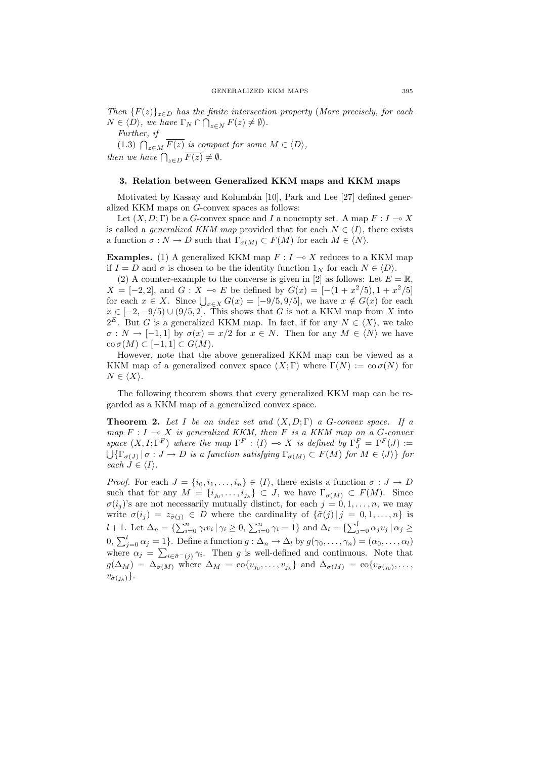*Then* $\{F(z)\}_{z\in D}$ *has the finite intersection property* (*More precisely, for each* $N \in \langle D\rangle$, *we have* $\Gamma_N \cap \bigcap_{z\in N} F(z) \neq \emptyset$).

*Further, if*

(1.3) $\bigcap_{z\in M} \overline{F(z)}$ *is compact for some* $M \in \langle D\rangle$,

*then we have* $\bigcap_{z\in D} \overline{F(z)} \neq \emptyset$.

### 3. Relation between Generalized KKM maps and KKM maps

Motivated by Kassay and Kolumbán [10], Park and Lee [27] defined generalized KKM maps on $G$-convex spaces as follows:

Let $(X, D; \Gamma)$ be a $G$-convex space and $I$ a nonempty set. A map $F : I \multimap X$ is called a *generalized KKM map* provided that for each $N \in \langle I\rangle$, there exists a function $\sigma : N \to D$ such that $\Gamma_{\sigma(M)} \subset F(M)$ for each $M \in \langle N\rangle$.

**Examples.** (1) A generalized KKM map $F : I \multimap X$ reduces to a KKM map if $I = D$ and $\sigma$ is chosen to be the identity function $1_N$ for each $N \in \langle D\rangle$.

(2) A counter-example to the converse is given in [2] as follows: Let $E = \overline{\mathbb{R}}$, $X = [-2, 2]$, and $G : X \multimap E$ be defined by $G(x) = [-(1 + x^2/5), 1 + x^2/5]$ for each $x \in X$. Since $\bigcup_{x\in X} G(x) = [-9/5, 9/5]$, we have $x \notin G(x)$ for each $x \in [-2, -9/5) \cup (9/5, 2]$. This shows that $G$ is not a KKM map from $X$ into $2^E$. But $G$ is a generalized KKM map. In fact, if for any $N \in \langle X\rangle$, we take $\sigma : N \to [-1, 1]$ by $\sigma(x) = x/2$ for $x \in N$. Then for any $M \in \langle N\rangle$ we have $\operatorname{co} \sigma(M) \subset [-1, 1] \subset G(M)$.

However, note that the above generalized KKM map can be viewed as a KKM map of a generalized convex space $(X; \Gamma)$ where $\Gamma(N) := \operatorname{co} \sigma(N)$ for $N \in \langle X\rangle$.

The following theorem shows that every generalized KKM map can be regarded as a KKM map of a generalized convex space.

**Theorem 2.** *Let* $I$ *be an index set and* $(X, D; \Gamma)$ *a* $G$*-convex space. If a map* $F : I \multimap X$ *is generalized KKM, then* $F$ *is a KKM map on a* $G$*-convex space* $(X, I; \Gamma^F)$ *where the map* $\Gamma^F : \langle I\rangle \multimap X$ *is defined by* $\Gamma^F_J = \Gamma^F(J) := \bigcup\{\Gamma_{\sigma(J)} \mid \sigma : J \to D$ *is a function satisfying* $\Gamma_{\sigma(M)} \subset F(M)$ *for* $M \in \langle J\rangle\}$ *for each* $J \in \langle I\rangle$.

*Proof.* For each $J = \{i_0, i_1, \ldots, i_n\} \in \langle I\rangle$, there exists a function $\sigma : J \to D$ such that for any $M = \{i_{j_0}, \ldots, i_{j_k}\} \subset J$, we have $\Gamma_{\sigma(M)} \subset F(M)$. Since $\sigma(i_j)$'s are not necessarily mutually distinct, for each $j = 0, 1, \ldots, n$, we may write $\sigma(i_j) = z_{\tilde{\sigma}(j)} \in D$ where the cardinality of $\{\tilde{\sigma}(j) \mid j = 0, 1, \ldots, n\}$ is $l+1$. Let $\Delta_n = \{\sum_{i=0}^n \gamma_i v_i \mid \gamma_i \geq 0, \sum_{i=0}^n \gamma_i = 1\}$ and $\Delta_l = \{\sum_{j=0}^l \alpha_j v_j \mid \alpha_j \geq 0, \sum_{j=0}^l \alpha_j = 1\}$. Define a function $g : \Delta_n \to \Delta_l$ by $g(\gamma_0, \ldots, \gamma_n) = (\alpha_0, \ldots, \alpha_l)$ where $\alpha_j = \sum_{i\in\tilde{\sigma}^-(j)} \gamma_i$. Then $g$ is well-defined and continuous. Note that $g(\Delta_M) = \Delta_{\sigma(M)}$ where $\Delta_M = \operatorname{co}\{v_{j_0}, \ldots, v_{j_k}\}$ and $\Delta_{\sigma(M)} = \operatorname{co}\{v_{\tilde{\sigma}(j_0)}, \ldots, v_{\tilde{\sigma}(j_k)}\}$.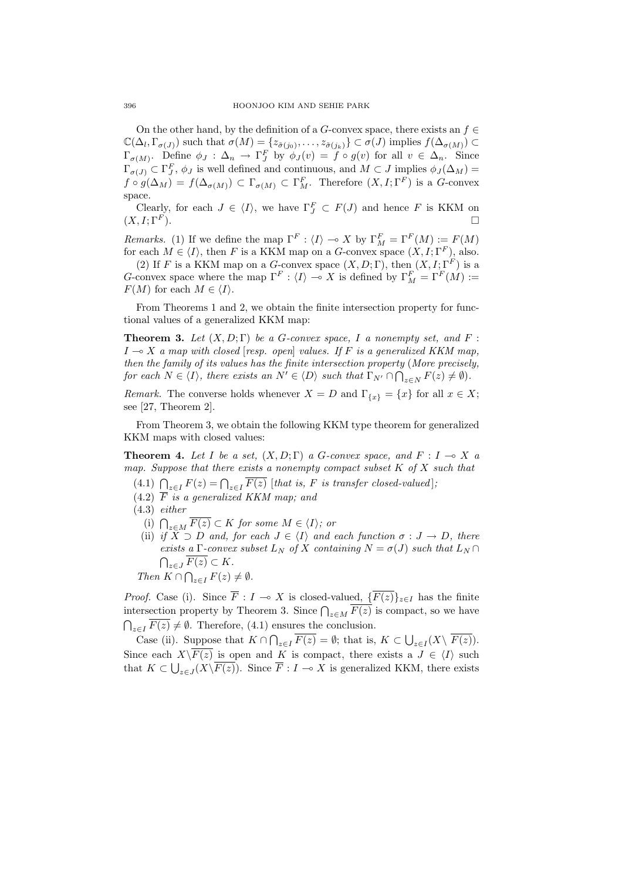On the other hand, by the definition of a $G$-convex space, there exists an $f \in \mathbb{C}(\Delta_l, \Gamma_{\sigma(J)})$ such that $\sigma(M) = \{z_{\tilde{\sigma}(j_0)}, \ldots, z_{\tilde{\sigma}(j_k)}\} \subset \sigma(J)$ implies $f(\Delta_{\sigma(M)}) \subset \Gamma_{\sigma(M)}$. Define $\phi_J : \Delta_n \to \Gamma^F_J$ by $\phi_J(v) = f \circ g(v)$ for all $v \in \Delta_n$. Since $\Gamma_{\sigma(J)} \subset \Gamma^F_J$, $\phi_J$ is well defined and continuous, and $M \subset J$ implies $\phi_J(\Delta_M) = f \circ g(\Delta_M) = f(\Delta_{\sigma(M)}) \subset \Gamma_{\sigma(M)} \subset \Gamma^F_M$. Therefore $(X, I; \Gamma^F)$ is a $G$-convex space.

Clearly, for each $J \in \langle I \rangle$, we have $\Gamma^F_J \subset F(J)$ and hence $F$ is KKM on $(X, I; \Gamma^F)$. $\square$

*Remarks.* (1) If we define the map $\Gamma^F : \langle I \rangle \multimap X$ by $\Gamma^F_M = \Gamma^F(M) := F(M)$ for each $M \in \langle I \rangle$, then $F$ is a KKM map on a $G$-convex space $(X, I; \Gamma^F)$, also.

(2) If $F$ is a KKM map on a $G$-convex space $(X, D; \Gamma)$, then $(X, I; \Gamma^F)$ is a $G$-convex space where the map $\Gamma^F : \langle I \rangle \multimap X$ is defined by $\Gamma^F_M = \Gamma^F(M) := F(M)$ for each $M \in \langle I \rangle$.

From Theorems 1 and 2, we obtain the finite intersection property for functional values of a generalized KKM map:

**Theorem 3.** *Let $(X, D; \Gamma)$ be a $G$-convex space, $I$ a nonempty set, and $F : I \multimap X$ a map with closed [resp. open] values. If $F$ is a generalized KKM map, then the family of its values has the finite intersection property (More precisely, for each $N \in \langle I \rangle$, there exists an $N' \in \langle D \rangle$ such that $\Gamma_{N'} \cap \bigcap_{z \in N} F(z) \neq \emptyset$).*

*Remark.* The converse holds whenever $X = D$ and $\Gamma_{\{x\}} = \{x\}$ for all $x \in X$; see [27, Theorem 2].

From Theorem 3, we obtain the following KKM type theorem for generalized KKM maps with closed values:

**Theorem 4.** *Let $I$ be a set, $(X, D; \Gamma)$ a $G$-convex space, and $F : I \multimap X$ a map. Suppose that there exists a nonempty compact subset $K$ of $X$ such that*

(4.1) *$\bigcap_{z \in I} F(z) = \bigcap_{z \in I} \overline{F(z)}$ [that is, $F$ is transfer closed-valued];*

(4.2) *$\overline{F}$ is a generalized KKM map; and*

(4.3) *either*

  (i) *$\bigcap_{z \in M} \overline{F(z)} \subset K$ for some $M \in \langle I \rangle$; or*

  (ii) *if $X \supset D$ and, for each $J \in \langle I \rangle$ and each function $\sigma : J \to D$, there exists a $\Gamma$-convex subset $L_N$ of $X$ containing $N = \sigma(J)$ such that $L_N \cap \bigcap_{z \in J} \overline{F(z)} \subset K$.*

*Then $K \cap \bigcap_{z \in I} F(z) \neq \emptyset$.*

*Proof.* Case (i). Since $\overline{F} : I \multimap X$ is closed-valued, $\{\overline{F(z)}\}_{z \in I}$ has the finite intersection property by Theorem 3. Since $\bigcap_{z \in M} \overline{F(z)}$ is compact, so we have $\bigcap_{z \in I} \overline{F(z)} \neq \emptyset$. Therefore, (4.1) ensures the conclusion.

Case (ii). Suppose that $K \cap \bigcap_{z \in I} \overline{F(z)} = \emptyset$; that is, $K \subset \bigcup_{z \in I}(X \setminus \overline{F(z)})$. Since each $X \setminus \overline{F(z)}$ is open and $K$ is compact, there exists a $J \in \langle I \rangle$ such that $K \subset \bigcup_{z \in J}(X \setminus \overline{F(z)})$. Since $\overline{F} : I \multimap X$ is generalized KKM, there exists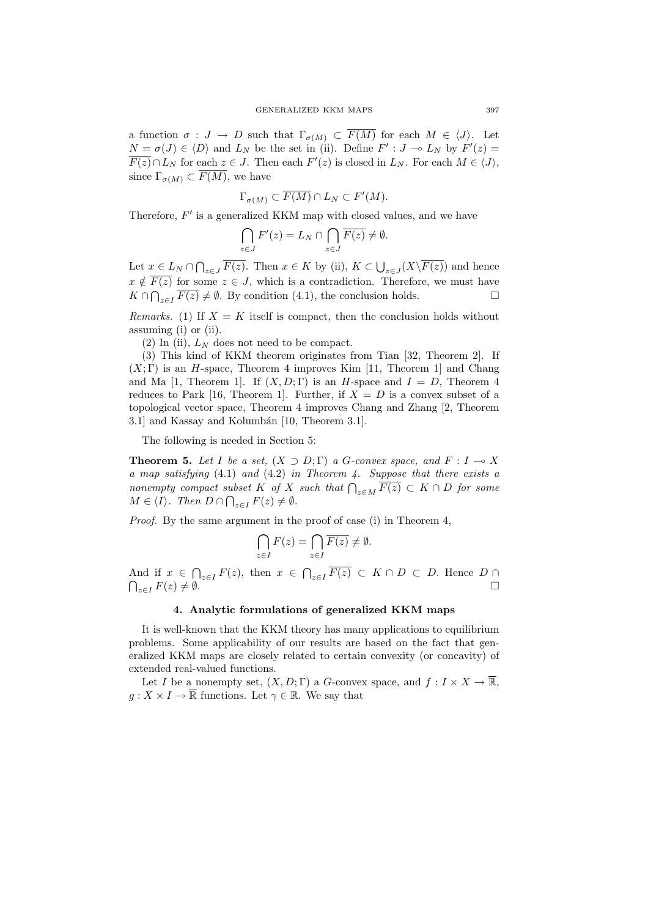a function $\sigma : J \to D$ such that $\Gamma_{\sigma(M)} \subset \overline{F(M)}$ for each $M \in \langle J \rangle$. Let $N = \sigma(J) \in \langle D \rangle$ and $L_N$ be the set in (ii). Define $F' : J \multimap L_N$ by $F'(z) = \overline{F(z)} \cap L_N$ for each $z \in J$. Then each $F'(z)$ is closed in $L_N$. For each $M \in \langle J \rangle$, since $\Gamma_{\sigma(M)} \subset \overline{F(M)}$, we have

$$\Gamma_{\sigma(M)} \subset \overline{F(M)} \cap L_N \subset F'(M).$$

Therefore, $F'$ is a generalized KKM map with closed values, and we have

$$\bigcap_{z \in J} F'(z) = L_N \cap \bigcap_{z \in J} \overline{F(z)} \neq \emptyset.$$

Let $x \in L_N \cap \bigcap_{z \in J} \overline{F(z)}$. Then $x \in K$ by (ii), $K \subset \bigcup_{z \in J} (X \backslash \overline{F(z)})$ and hence $x \notin \overline{F(z)}$ for some $z \in J$, which is a contradiction. Therefore, we must have $K \cap \bigcap_{z \in I} \overline{F(z)} \neq \emptyset$. By condition (4.1), the conclusion holds. □

*Remarks.* (1) If $X = K$ itself is compact, then the conclusion holds without assuming (i) or (ii).

(2) In (ii), $L_N$ does not need to be compact.

(3) This kind of KKM theorem originates from Tian [32, Theorem 2]. If $(X; \Gamma)$ is an $H$-space, Theorem 4 improves Kim [11, Theorem 1] and Chang and Ma [1, Theorem 1]. If $(X, D; \Gamma)$ is an $H$-space and $I = D$, Theorem 4 reduces to Park [16, Theorem 1]. Further, if $X = D$ is a convex subset of a topological vector space, Theorem 4 improves Chang and Zhang [2, Theorem 3.1] and Kassay and Kolumbán [10, Theorem 3.1].

The following is needed in Section 5:

**Theorem 5.** *Let $I$ be a set, $(X \supset D; \Gamma)$ a $G$-convex space, and $F : I \multimap X$ a map satisfying* (4.1) *and* (4.2) *in Theorem 4. Suppose that there exists a nonempty compact subset $K$ of $X$ such that $\bigcap_{z \in M} \overline{F(z)} \subset K \cap D$ for some $M \in \langle I \rangle$. Then $D \cap \bigcap_{z \in I} F(z) \neq \emptyset$.*

*Proof.* By the same argument in the proof of case (i) in Theorem 4,

$$\bigcap_{z \in I} F(z) = \bigcap_{z \in I} \overline{F(z)} \neq \emptyset.$$

And if $x \in \bigcap_{z \in I} F(z)$, then $x \in \bigcap_{z \in I} \overline{F(z)} \subset K \cap D \subset D$. Hence $D \cap \bigcap_{z \in I} F(z) \neq \emptyset$. □

## 4. Analytic formulations of generalized KKM maps

It is well-known that the KKM theory has many applications to equilibrium problems. Some applicability of our results are based on the fact that generalized KKM maps are closely related to certain convexity (or concavity) of extended real-valued functions.

Let $I$ be a nonempty set, $(X, D; \Gamma)$ a $G$-convex space, and $f : I \times X \to \overline{\mathbb{R}}$, $g : X \times I \to \overline{\mathbb{R}}$ functions. Let $\gamma \in \mathbb{R}$. We say that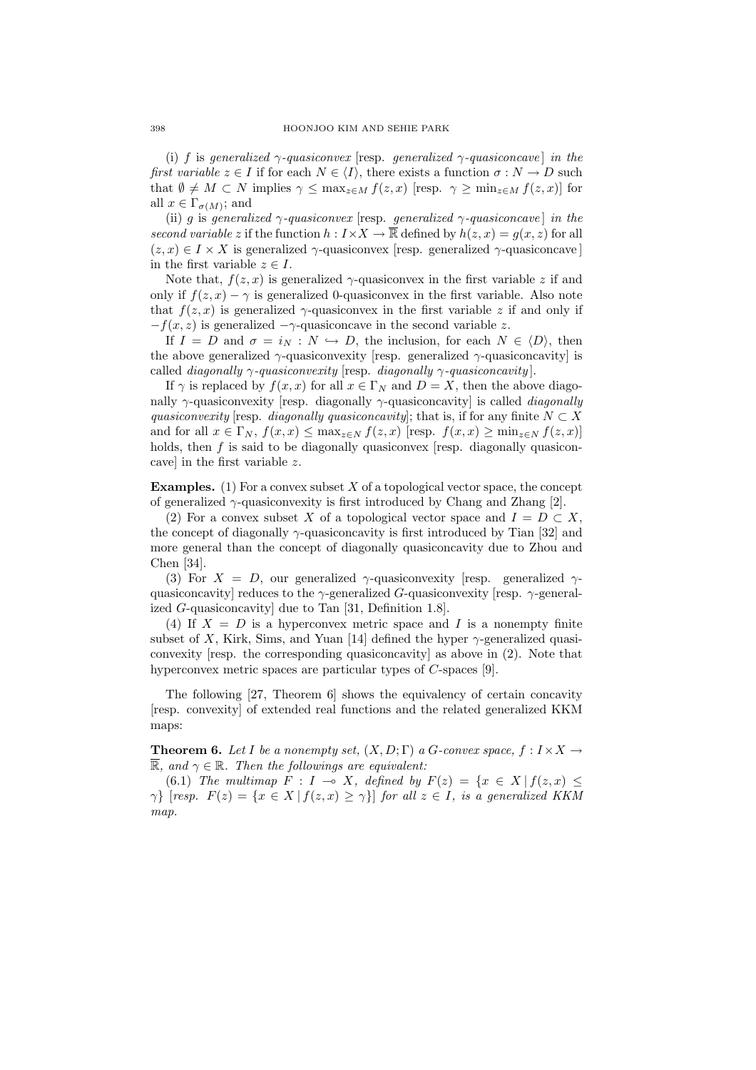(i) $f$ is *generalized $\gamma$-quasiconvex* [resp. *generalized $\gamma$-quasiconcave*] *in the first variable* $z \in I$ if for each $N \in \langle I \rangle$, there exists a function $\sigma : N \to D$ such that $\emptyset \neq M \subset N$ implies $\gamma \leq \max_{z \in M} f(z,x)$ [resp. $\gamma \geq \min_{z \in M} f(z,x)$] for all $x \in \Gamma_{\sigma(M)}$; and

(ii) $g$ is *generalized $\gamma$-quasiconvex* [resp. *generalized $\gamma$-quasiconcave*] *in the second variable* $z$ if the function $h : I \times X \to \overline{\mathbb{R}}$ defined by $h(z,x) = g(x,z)$ for all $(z,x) \in I \times X$ is generalized $\gamma$-quasiconvex [resp. generalized $\gamma$-quasiconcave] in the first variable $z \in I$.

Note that, $f(z,x)$ is generalized $\gamma$-quasiconvex in the first variable $z$ if and only if $f(z,x) - \gamma$ is generalized 0-quasiconvex in the first variable. Also note that $f(z,x)$ is generalized $\gamma$-quasiconvex in the first variable $z$ if and only if $-f(x,z)$ is generalized $-\gamma$-quasiconcave in the second variable $z$.

If $I = D$ and $\sigma = i_N : N \hookrightarrow D$, the inclusion, for each $N \in \langle D \rangle$, then the above generalized $\gamma$-quasiconvexity [resp. generalized $\gamma$-quasiconcavity] is called *diagonally $\gamma$-quasiconvexity* [resp. *diagonally $\gamma$-quasiconcavity*].

If $\gamma$ is replaced by $f(x,x)$ for all $x \in \Gamma_N$ and $D = X$, then the above diagonally $\gamma$-quasiconvexity [resp. diagonally $\gamma$-quasiconcavity] is called *diagonally quasiconvexity* [resp. *diagonally quasiconcavity*]; that is, if for any finite $N \subset X$ and for all $x \in \Gamma_N$, $f(x,x) \leq \max_{z \in N} f(z,x)$ [resp. $f(x,x) \geq \min_{z \in N} f(z,x)$] holds, then $f$ is said to be diagonally quasiconvex [resp. diagonally quasiconcave] in the first variable $z$.

**Examples.** (1) For a convex subset $X$ of a topological vector space, the concept of generalized $\gamma$-quasiconvexity is first introduced by Chang and Zhang [2].

(2) For a convex subset $X$ of a topological vector space and $I = D \subset X$, the concept of diagonally $\gamma$-quasiconcavity is first introduced by Tian [32] and more general than the concept of diagonally quasiconcavity due to Zhou and Chen [34].

(3) For $X = D$, our generalized $\gamma$-quasiconvexity [resp. generalized $\gamma$-quasiconcavity] reduces to the $\gamma$-generalized $G$-quasiconvexity [resp. $\gamma$-generalized $G$-quasiconcavity] due to Tan [31, Definition 1.8].

(4) If $X = D$ is a hyperconvex metric space and $I$ is a nonempty finite subset of $X$, Kirk, Sims, and Yuan [14] defined the hyper $\gamma$-generalized quasiconvexity [resp. the corresponding quasiconcavity] as above in (2). Note that hyperconvex metric spaces are particular types of $C$-spaces [9].

The following [27, Theorem 6] shows the equivalency of certain concavity [resp. convexity] of extended real functions and the related generalized KKM maps:

**Theorem 6.** *Let $I$ be a nonempty set, $(X, D; \Gamma)$ a $G$-convex space, $f : I \times X \to \overline{\mathbb{R}}$, and $\gamma \in \mathbb{R}$. Then the followings are equivalent:*

(6.1) *The multimap $F : I \multimap X$, defined by $F(z) = \{x \in X \mid f(z,x) \leq \gamma\}$ [resp. $F(z) = \{x \in X \mid f(z,x) \geq \gamma\}$] for all $z \in I$, is a generalized KKM map.*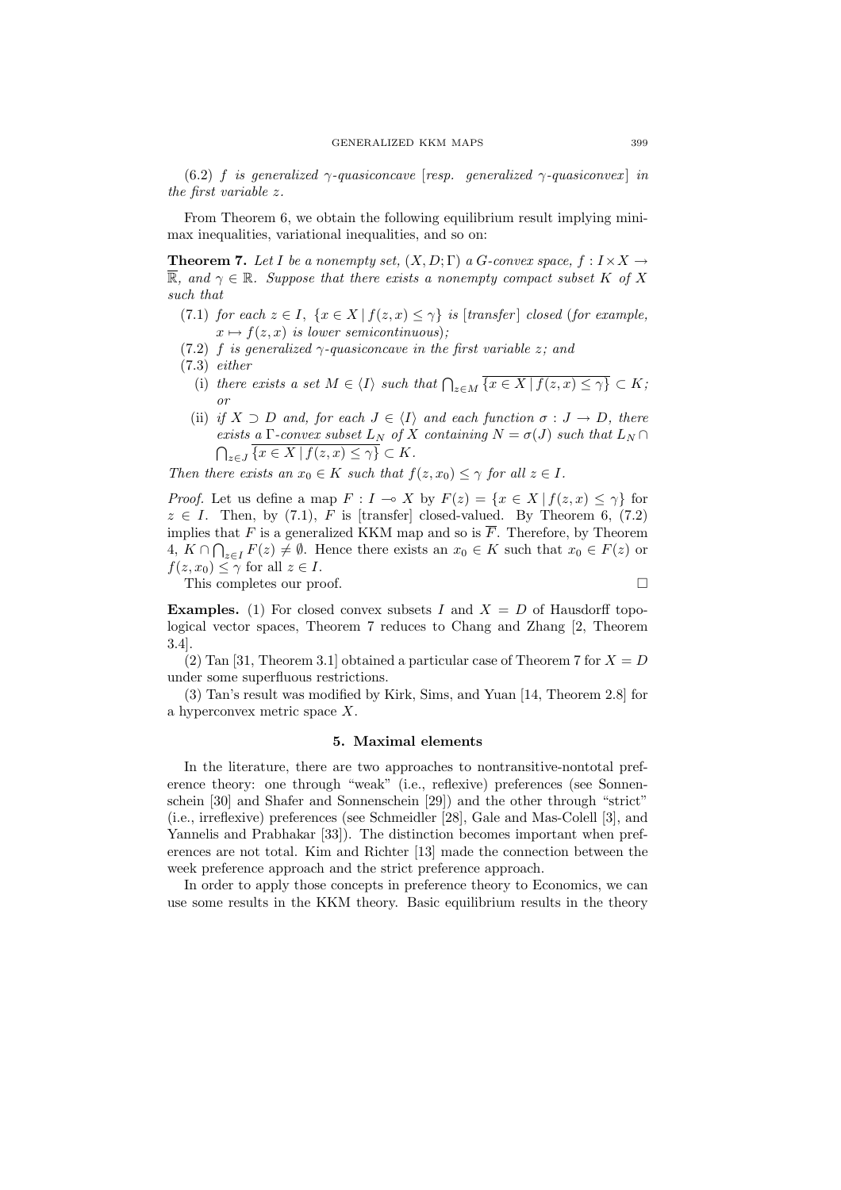(6.2) *f is generalized $\gamma$-quasiconcave* [*resp. generalized $\gamma$-quasiconvex*] *in the first variable $z$.*

From Theorem 6, we obtain the following equilibrium result implying minimax inequalities, variational inequalities, and so on:

**Theorem 7.** *Let $I$ be a nonempty set, $(X, D; \Gamma)$ a $G$-convex space, $f : I \times X \to \overline{\mathbb{R}}$, and $\gamma \in \mathbb{R}$. Suppose that there exists a nonempty compact subset $K$ of $X$ such that*

(7.1) *for each $z \in I$, $\{x \in X \mid f(z, x) \leq \gamma\}$ is* [*transfer*] *closed* (*for example, $x \mapsto f(z, x)$ is lower semicontinuous*)*;*

(7.2) *$f$ is generalized $\gamma$-quasiconcave in the first variable $z$; and*

(7.3) *either*

(i) *there exists a set $M \in \langle I \rangle$ such that $\bigcap_{z \in M} \overline{\{x \in X \mid f(z, x) \leq \gamma\}} \subset K$; or*

(ii) *if $X \supset D$ and, for each $J \in \langle I \rangle$ and each function $\sigma : J \to D$, there exists a $\Gamma$-convex subset $L_N$ of $X$ containing $N = \sigma(J)$ such that $L_N \cap \bigcap_{z \in J} \overline{\{x \in X \mid f(z, x) \leq \gamma\}} \subset K$.*

*Then there exists an $x_0 \in K$ such that $f(z, x_0) \leq \gamma$ for all $z \in I$.*

*Proof.* Let us define a map $F : I \multimap X$ by $F(z) = \{x \in X \mid f(z, x) \leq \gamma\}$ for $z \in I$. Then, by (7.1), $F$ is [transfer] closed-valued. By Theorem 6, (7.2) implies that $F$ is a generalized KKM map and so is $\overline{F}$. Therefore, by Theorem 4, $K \cap \bigcap_{z \in I} F(z) \neq \emptyset$. Hence there exists an $x_0 \in K$ such that $x_0 \in F(z)$ or $f(z, x_0) \leq \gamma$ for all $z \in I$.

This completes our proof. □

**Examples.** (1) For closed convex subsets $I$ and $X = D$ of Hausdorff topological vector spaces, Theorem 7 reduces to Chang and Zhang [2, Theorem 3.4].

(2) Tan [31, Theorem 3.1] obtained a particular case of Theorem 7 for $X = D$ under some superfluous restrictions.

(3) Tan's result was modified by Kirk, Sims, and Yuan [14, Theorem 2.8] for a hyperconvex metric space $X$.

## 5. Maximal elements

In the literature, there are two approaches to nontransitive-nontotal preference theory: one through "weak" (i.e., reflexive) preferences (see Sonnenschein [30] and Shafer and Sonnenschein [29]) and the other through "strict" (i.e., irreflexive) preferences (see Schmeidler [28], Gale and Mas-Colell [3], and Yannelis and Prabhakar [33]). The distinction becomes important when preferences are not total. Kim and Richter [13] made the connection between the week preference approach and the strict preference approach.

In order to apply those concepts in preference theory to Economics, we can use some results in the KKM theory. Basic equilibrium results in the theory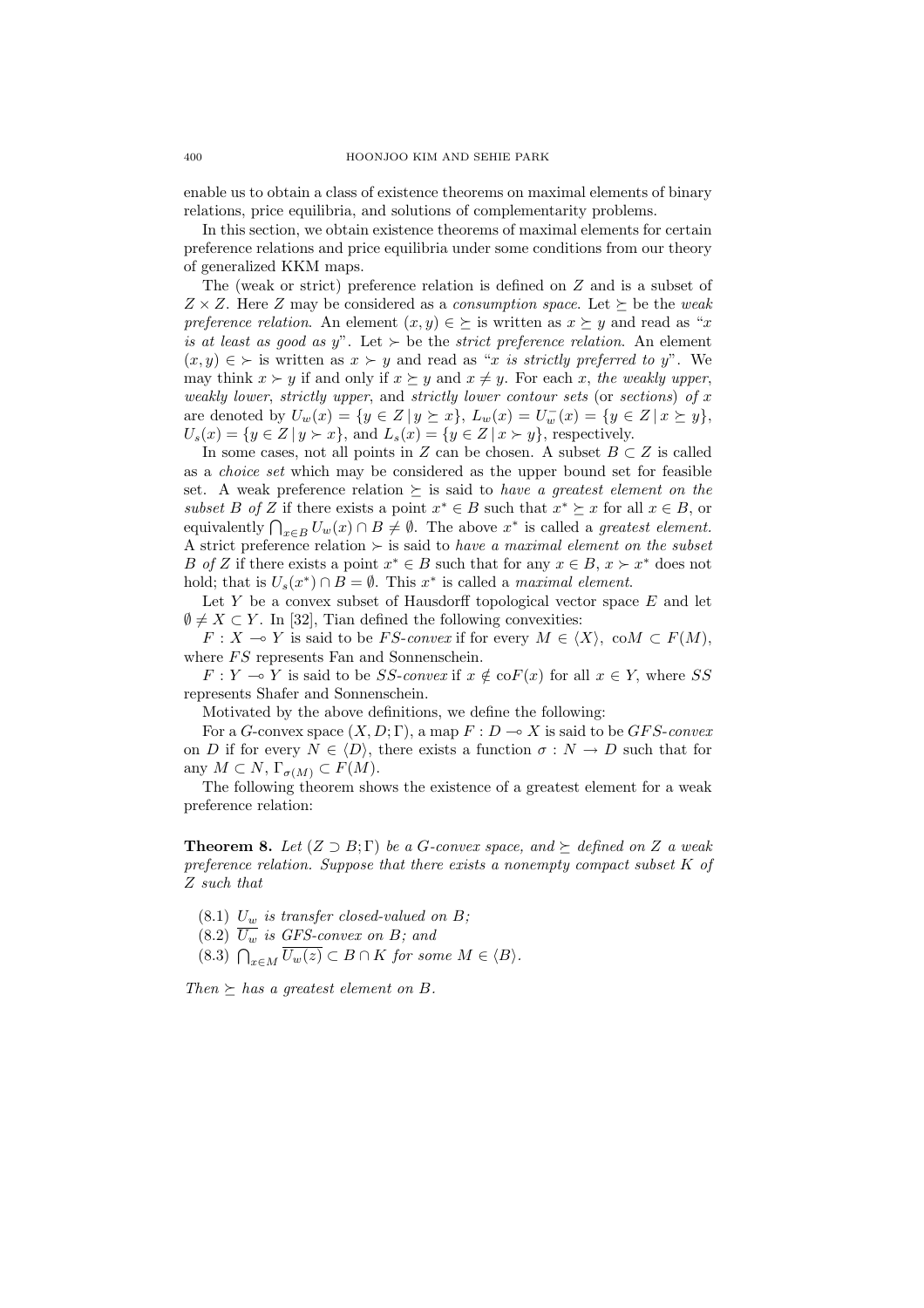enable us to obtain a class of existence theorems on maximal elements of binary relations, price equilibria, and solutions of complementarity problems.

In this section, we obtain existence theorems of maximal elements for certain preference relations and price equilibria under some conditions from our theory of generalized KKM maps.

The (weak or strict) preference relation is defined on $Z$ and is a subset of $Z \times Z$. Here $Z$ may be considered as a *consumption space*. Let $\succeq$ be the *weak preference relation*. An element $(x, y) \in \succeq$ is written as $x \succeq y$ and read as "*$x$ is at least as good as $y$*". Let $\succ$ be the *strict preference relation*. An element $(x, y) \in \succ$ is written as $x \succ y$ and read as "*$x$ is strictly preferred to $y$*". We may think $x \succ y$ if and only if $x \succeq y$ and $x \neq y$. For each $x$, *the weakly upper*, *weakly lower*, *strictly upper*, and *strictly lower contour sets* (or *sections*) *of $x$* are denoted by $U_w(x) = \{y \in Z \mid y \succeq x\}$, $L_w(x) = U_w^-(x) = \{y \in Z \mid x \succeq y\}$, $U_s(x) = \{y \in Z \mid y \succ x\}$, and $L_s(x) = \{y \in Z \mid x \succ y\}$, respectively.

In some cases, not all points in $Z$ can be chosen. A subset $B \subset Z$ is called as a *choice set* which may be considered as the upper bound set for feasible set. A weak preference relation $\succeq$ is said to *have a greatest element on the subset $B$ of $Z$* if there exists a point $x^* \in B$ such that $x^* \succeq x$ for all $x \in B$, or equivalently $\bigcap_{x \in B} U_w(x) \cap B \neq \emptyset$. The above $x^*$ is called a *greatest element*. A strict preference relation $\succ$ is said to *have a maximal element on the subset $B$ of $Z$* if there exists a point $x^* \in B$ such that for any $x \in B$, $x \succ x^*$ does not hold; that is $U_s(x^*) \cap B = \emptyset$. This $x^*$ is called a *maximal element*.

Let $Y$ be a convex subset of Hausdorff topological vector space $E$ and let $\emptyset \neq X \subset Y$. In [32], Tian defined the following convexities:

$F : X \multimap Y$ is said to be *$FS$-convex* if for every $M \in \langle X \rangle$, $\mathrm{co}M \subset F(M)$, where $FS$ represents Fan and Sonnenschein.

$F : Y \multimap Y$ is said to be *$SS$-convex* if $x \notin \mathrm{co}F(x)$ for all $x \in Y$, where $SS$ represents Shafer and Sonnenschein.

Motivated by the above definitions, we define the following:

For a $G$-convex space $(X, D; \Gamma)$, a map $F : D \multimap X$ is said to be *$GFS$-convex* on $D$ if for every $N \in \langle D \rangle$, there exists a function $\sigma : N \to D$ such that for any $M \subset N$, $\Gamma_{\sigma(M)} \subset F(M)$.

The following theorem shows the existence of a greatest element for a weak preference relation:

**Theorem 8.** *Let $(Z \supset B; \Gamma)$ be a $G$-convex space, and $\succeq$ defined on $Z$ a weak preference relation. Suppose that there exists a nonempty compact subset $K$ of $Z$ such that*

(8.1) *$U_w$ is transfer closed-valued on $B$;*
(8.2) *$\overline{U_w}$ is $GFS$-convex on $B$; and*
(8.3) *$\bigcap_{x \in M} \overline{U_w(z)} \subset B \cap K$ for some $M \in \langle B \rangle$.*

*Then $\succeq$ has a greatest element on $B$.*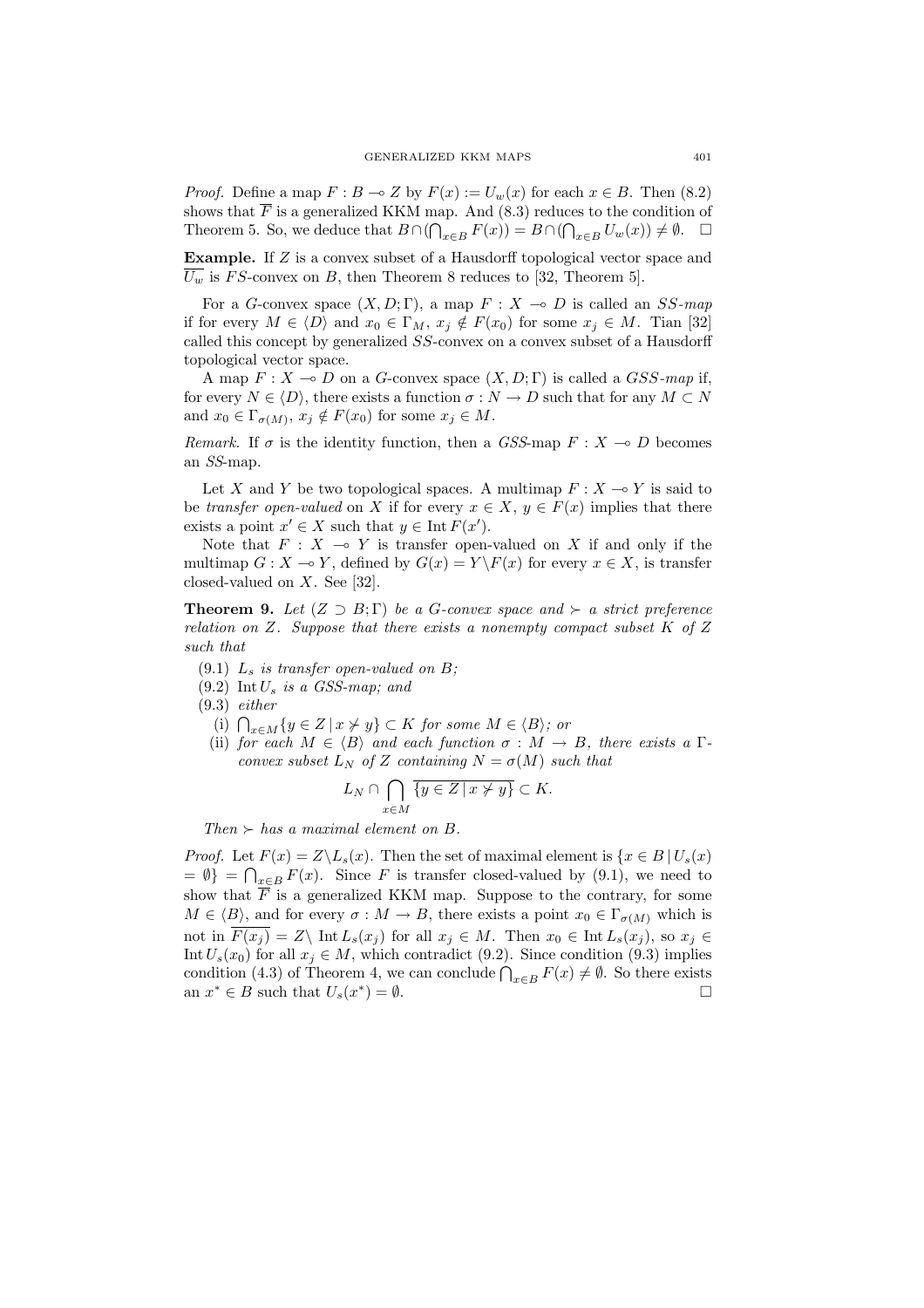*Proof.* Define a map $F : B \multimap Z$ by $F(x) := U_w(x)$ for each $x \in B$. Then (8.2) shows that $\overline{F}$ is a generalized KKM map. And (8.3) reduces to the condition of Theorem 5. So, we deduce that $B \cap (\bigcap_{x \in B} F(x)) = B \cap (\bigcap_{x \in B} U_w(x)) \neq \emptyset$. $\square$

**Example.** If $Z$ is a convex subset of a Hausdorff topological vector space and $\overline{U_w}$ is $FS$-convex on $B$, then Theorem 8 reduces to [32, Theorem 5].

For a $G$-convex space $(X, D; \Gamma)$, a map $F : X \multimap D$ is called an *$SS$-map* if for every $M \in \langle D \rangle$ and $x_0 \in \Gamma_M$, $x_j \notin F(x_0)$ for some $x_j \in M$. Tian [32] called this concept by generalized $SS$-convex on a convex subset of a Hausdorff topological vector space.

A map $F : X \multimap D$ on a $G$-convex space $(X, D; \Gamma)$ is called a *$GSS$-map* if, for every $N \in \langle D \rangle$, there exists a function $\sigma : N \to D$ such that for any $M \subset N$ and $x_0 \in \Gamma_{\sigma(M)}$, $x_j \notin F(x_0)$ for some $x_j \in M$.

*Remark.* If $\sigma$ is the identity function, then a $GSS$-map $F : X \multimap D$ becomes an $SS$-map.

Let $X$ and $Y$ be two topological spaces. A multimap $F : X \multimap Y$ is said to be *transfer open-valued* on $X$ if for every $x \in X$, $y \in F(x)$ implies that there exists a point $x' \in X$ such that $y \in \operatorname{Int} F(x')$.

Note that $F : X \multimap Y$ is transfer open-valued on $X$ if and only if the multimap $G : X \multimap Y$, defined by $G(x) = Y \backslash F(x)$ for every $x \in X$, is transfer closed-valued on $X$. See [32].

**Theorem 9.** *Let $(Z \supset B; \Gamma)$ be a $G$-convex space and $\succ$ a strict preference relation on $Z$. Suppose that there exists a nonempty compact subset $K$ of $Z$ such that*

(9.1) *$L_s$ is transfer open-valued on $B$;*

(9.2) *$\operatorname{Int} U_s$ is a $GSS$-map; and*

(9.3) *either*

  (i) *$\bigcap_{x \in M} \{y \in Z \mid x \not\succ y\} \subset K$ for some $M \in \langle B \rangle$; or*

  (ii) *for each $M \in \langle B \rangle$ and each function $\sigma : M \to B$, there exists a $\Gamma$-convex subset $L_N$ of $Z$ containing $N = \sigma(M)$ such that*

$$L_N \cap \bigcap_{x \in M} \overline{\{y \in Z \mid x \not\succ y\}} \subset K.$$

*Then $\succ$ has a maximal element on $B$.*

*Proof.* Let $F(x) = Z \backslash L_s(x)$. Then the set of maximal element is $\{x \in B \mid U_s(x) = \emptyset\} = \bigcap_{x \in B} F(x)$. Since $F$ is transfer closed-valued by (9.1), we need to show that $\overline{F}$ is a generalized KKM map. Suppose to the contrary, for some $M \in \langle B \rangle$, and for every $\sigma : M \to B$, there exists a point $x_0 \in \Gamma_{\sigma(M)}$ which is not in $\overline{F(x_j)} = Z \backslash \operatorname{Int} L_s(x_j)$ for all $x_j \in M$. Then $x_0 \in \operatorname{Int} L_s(x_j)$, so $x_j \in \operatorname{Int} U_s(x_0)$ for all $x_j \in M$, which contradict (9.2). Since condition (9.3) implies condition (4.3) of Theorem 4, we can conclude $\bigcap_{x \in B} F(x) \neq \emptyset$. So there exists an $x^* \in B$ such that $U_s(x^*) = \emptyset$. $\square$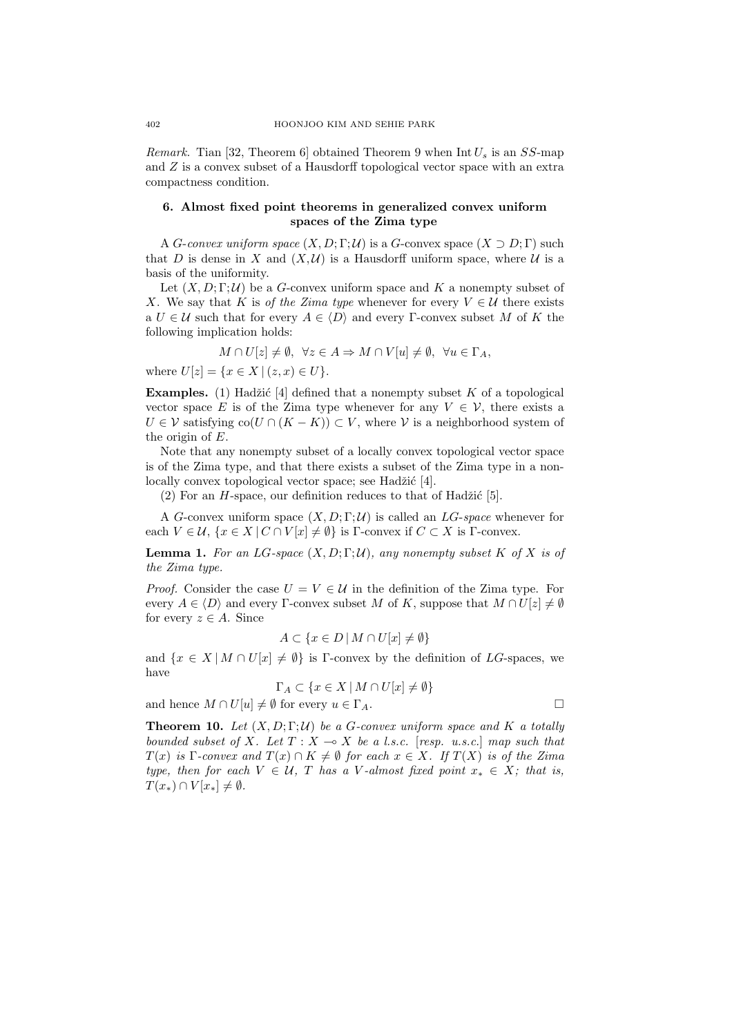*Remark.* Tian [32, Theorem 6] obtained Theorem 9 when $\mathrm{Int}\, U_s$ is an $SS$-map and $Z$ is a convex subset of a Hausdorff topological vector space with an extra compactness condition.

## 6. Almost fixed point theorems in generalized convex uniform spaces of the Zima type

A *G-convex uniform space* $(X, D; \Gamma; \mathcal{U})$ is a $G$-convex space $(X \supset D; \Gamma)$ such that $D$ is dense in $X$ and $(X, \mathcal{U})$ is a Hausdorff uniform space, where $\mathcal{U}$ is a basis of the uniformity.

Let $(X, D; \Gamma; \mathcal{U})$ be a $G$-convex uniform space and $K$ a nonempty subset of $X$. We say that $K$ is *of the Zima type* whenever for every $V \in \mathcal{U}$ there exists a $U \in \mathcal{U}$ such that for every $A \in \langle D \rangle$ and every $\Gamma$-convex subset $M$ of $K$ the following implication holds:

$$M \cap U[z] \neq \emptyset, \;\; \forall z \in A \Rightarrow M \cap V[u] \neq \emptyset, \;\; \forall u \in \Gamma_A,$$

where $U[z] = \{x \in X \mid (z, x) \in U\}$.

**Examples.** (1) Hadžić [4] defined that a nonempty subset $K$ of a topological vector space $E$ is of the Zima type whenever for any $V \in \mathcal{V}$, there exists a $U \in \mathcal{V}$ satisfying $\mathrm{co}(U \cap (K - K)) \subset V$, where $\mathcal{V}$ is a neighborhood system of the origin of $E$.

Note that any nonempty subset of a locally convex topological vector space is of the Zima type, and that there exists a subset of the Zima type in a non-locally convex topological vector space; see Hadžić [4].

(2) For an $H$-space, our definition reduces to that of Hadžić [5].

A $G$-convex uniform space $(X, D; \Gamma; \mathcal{U})$ is called an *LG-space* whenever for each $V \in \mathcal{U}$, $\{x \in X \mid C \cap V[x] \neq \emptyset\}$ is $\Gamma$-convex if $C \subset X$ is $\Gamma$-convex.

**Lemma 1.** *For an LG-space $(X, D; \Gamma; \mathcal{U})$, any nonempty subset $K$ of $X$ is of the Zima type.*

*Proof.* Consider the case $U = V \in \mathcal{U}$ in the definition of the Zima type. For every $A \in \langle D \rangle$ and every $\Gamma$-convex subset $M$ of $K$, suppose that $M \cap U[z] \neq \emptyset$ for every $z \in A$. Since

$$A \subset \{x \in D \mid M \cap U[x] \neq \emptyset\}$$

and $\{x \in X \mid M \cap U[x] \neq \emptyset\}$ is $\Gamma$-convex by the definition of $LG$-spaces, we have

$$\Gamma_A \subset \{x \in X \mid M \cap U[x] \neq \emptyset\}$$

and hence $M \cap U[u] \neq \emptyset$ for every $u \in \Gamma_A$. □

**Theorem 10.** *Let $(X, D; \Gamma; \mathcal{U})$ be a G-convex uniform space and $K$ a totally bounded subset of $X$. Let $T : X \multimap X$ be a l.s.c. [resp. u.s.c.] map such that $T(x)$ is $\Gamma$-convex and $T(x) \cap K \neq \emptyset$ for each $x \in X$. If $T(X)$ is of the Zima type, then for each $V \in \mathcal{U}$, $T$ has a $V$-almost fixed point $x_* \in X$; that is, $T(x_*) \cap V[x_*] \neq \emptyset$.*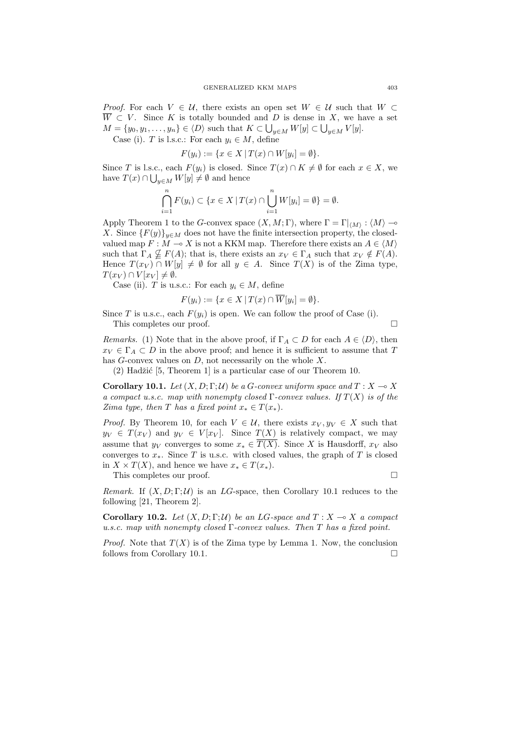*Proof.* For each $V \in \mathcal{U}$, there exists an open set $W \in \mathcal{U}$ such that $W \subset \overline{W} \subset V$. Since $K$ is totally bounded and $D$ is dense in $X$, we have a set $M = \{y_0, y_1, \dots, y_n\} \in \langle D \rangle$ such that $K \subset \bigcup_{y \in M} W[y] \subset \bigcup_{y \in M} V[y]$.

Case (i). $T$ is l.s.c.: For each $y_i \in M$, define

$$F(y_i) := \{x \in X \mid T(x) \cap W[y_i] = \emptyset\}.$$

Since $T$ is l.s.c., each $F(y_i)$ is closed. Since $T(x) \cap K \neq \emptyset$ for each $x \in X$, we have $T(x) \cap \bigcup_{y \in M} W[y] \neq \emptyset$ and hence

$$\bigcap_{i=1}^{n} F(y_i) \subset \{x \in X \mid T(x) \cap \bigcup_{i=1}^{n} W[y_i] = \emptyset\} = \emptyset.$$

Apply Theorem 1 to the $G$-convex space $(X, M; \Gamma)$, where $\Gamma = \Gamma|_{\langle M \rangle} : \langle M \rangle \multimap X$. Since $\{F(y)\}_{y \in M}$ does not have the finite intersection property, the closed-valued map $F : M \multimap X$ is not a KKM map. Therefore there exists an $A \in \langle M \rangle$ such that $\Gamma_A \nsubseteq F(A)$; that is, there exists an $x_V \in \Gamma_A$ such that $x_V \notin F(A)$. Hence $T(x_V) \cap W[y] \neq \emptyset$ for all $y \in A$. Since $T(X)$ is of the Zima type, $T(x_V) \cap V[x_V] \neq \emptyset$.

Case (ii). $T$ is u.s.c.: For each $y_i \in M$, define

$$F(y_i) := \{x \in X \mid T(x) \cap \overline{W}[y_i] = \emptyset\}.$$

Since $T$ is u.s.c., each $F(y_i)$ is open. We can follow the proof of Case (i).

This completes our proof. $\square$

*Remarks.* (1) Note that in the above proof, if $\Gamma_A \subset D$ for each $A \in \langle D \rangle$, then $x_V \in \Gamma_A \subset D$ in the above proof; and hence it is sufficient to assume that $T$ has $G$-convex values on $D$, not necessarily on the whole $X$.

(2) Hadžić [5, Theorem 1] is a particular case of our Theorem 10.

**Corollary 10.1.** *Let $(X, D; \Gamma; \mathcal{U})$ be a $G$-convex uniform space and $T : X \multimap X$ a compact u.s.c. map with nonempty closed $\Gamma$-convex values. If $T(X)$ is of the Zima type, then $T$ has a fixed point $x_* \in T(x_*)$.*

*Proof.* By Theorem 10, for each $V \in \mathcal{U}$, there exists $x_V, y_V \in X$ such that $y_V \in T(x_V)$ and $y_V \in V[x_V]$. Since $T(X)$ is relatively compact, we may assume that $y_V$ converges to some $x_* \in \overline{T(X)}$. Since $X$ is Hausdorff, $x_V$ also converges to $x_*$. Since $T$ is u.s.c. with closed values, the graph of $T$ is closed in $X \times T(X)$, and hence we have $x_* \in T(x_*)$.

This completes our proof. $\square$

*Remark.* If $(X, D; \Gamma; \mathcal{U})$ is an $LG$-space, then Corollary 10.1 reduces to the following [21, Theorem 2].

**Corollary 10.2.** *Let $(X, D; \Gamma; \mathcal{U})$ be an $LG$-space and $T : X \multimap X$ a compact u.s.c. map with nonempty closed $\Gamma$-convex values. Then $T$ has a fixed point.*

*Proof.* Note that $T(X)$ is of the Zima type by Lemma 1. Now, the conclusion follows from Corollary 10.1. $\square$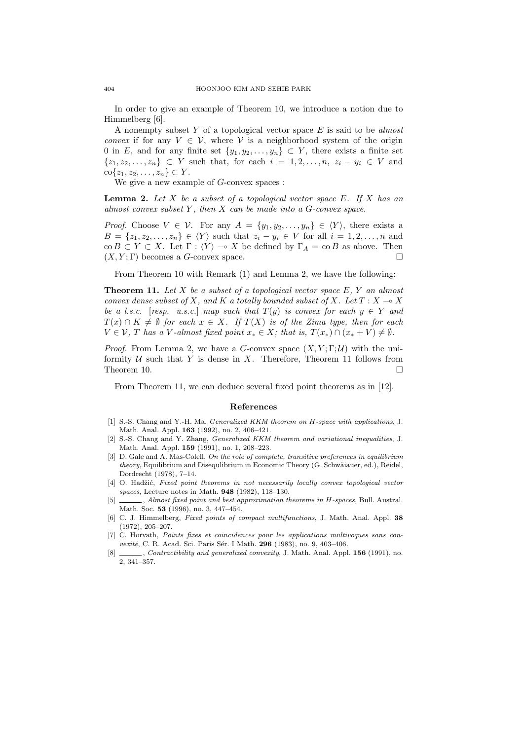In order to give an example of Theorem 10, we introduce a notion due to Himmelberg [6].

A nonempty subset $Y$ of a topological vector space $E$ is said to be *almost convex* if for any $V \in \mathcal{V}$, where $\mathcal{V}$ is a neighborhood system of the origin 0 in $E$, and for any finite set $\{y_1, y_2, \ldots, y_n\} \subset Y$, there exists a finite set $\{z_1, z_2, \ldots, z_n\} \subset Y$ such that, for each $i = 1, 2, \ldots, n$, $z_i - y_i \in V$ and $\operatorname{co}\{z_1, z_2, \ldots, z_n\} \subset Y$.

We give a new example of $G$-convex spaces :

**Lemma 2.** *Let $X$ be a subset of a topological vector space $E$. If $X$ has an almost convex subset $Y$, then $X$ can be made into a $G$-convex space.*

*Proof.* Choose $V \in \mathcal{V}$. For any $A = \{y_1, y_2, \ldots, y_n\} \in \langle Y \rangle$, there exists a $B = \{z_1, z_2, \ldots, z_n\} \in \langle Y \rangle$ such that $z_i - y_i \in V$ for all $i = 1, 2, \ldots, n$ and $\operatorname{co} B \subset Y \subset X$. Let $\Gamma : \langle Y \rangle \multimap X$ be defined by $\Gamma_A = \operatorname{co} B$ as above. Then $(X, Y; \Gamma)$ becomes a $G$-convex space. □

From Theorem 10 with Remark (1) and Lemma 2, we have the following:

**Theorem 11.** *Let $X$ be a subset of a topological vector space $E$, $Y$ an almost convex dense subset of $X$, and $K$ a totally bounded subset of $X$. Let $T : X \multimap X$ be a l.s.c. [resp. u.s.c.] map such that $T(y)$ is convex for each $y \in Y$ and $T(x) \cap K \neq \emptyset$ for each $x \in X$. If $T(X)$ is of the Zima type, then for each $V \in \mathcal{V}$, $T$ has a $V$-almost fixed point $x_* \in X$; that is, $T(x_*) \cap (x_* + V) \neq \emptyset$.*

*Proof.* From Lemma 2, we have a $G$-convex space $(X, Y; \Gamma; \mathcal{U})$ with the uniformity $\mathcal{U}$ such that $Y$ is dense in $X$. Therefore, Theorem 11 follows from Theorem 10. □

From Theorem 11, we can deduce several fixed point theorems as in [12].

## References

[1] S.-S. Chang and Y.-H. Ma, *Generalized KKM theorem on H-space with applications*, J. Math. Anal. Appl. **163** (1992), no. 2, 406–421.

[2] S.-S. Chang and Y. Zhang, *Generalized KKM theorem and variational inequalities*, J. Math. Anal. Appl. **159** (1991), no. 1, 208–223.

[3] D. Gale and A. Mas-Colell, *On the role of complete, transitive preferences in equilibrium theory*, Equilibrium and Disequlibrium in Economic Theory (G. Schwäiauer, ed.), Reidel, Dordrecht (1978), 7–14.

[4] O. Hadžić, *Fixed point theorems in not necessarily locally convex topological vector spaces*, Lecture notes in Math. **948** (1982), 118–130.

[5] ______, *Almost fixed point and best approximation theorems in H-spaces*, Bull. Austral. Math. Soc. **53** (1996), no. 3, 447–454.

[6] C. J. Himmelberg, *Fixed points of compact multifunctions*, J. Math. Anal. Appl. **38** (1972), 205–207.

[7] C. Horvath, *Points fixes et coincidences pour les applications multivoques sans convexité*, C. R. Acad. Sci. Paris Sér. I Math. **296** (1983), no. 9, 403–406.

[8] ______, *Contractibility and generalized convexity*, J. Math. Anal. Appl. **156** (1991), no. 2, 341–357.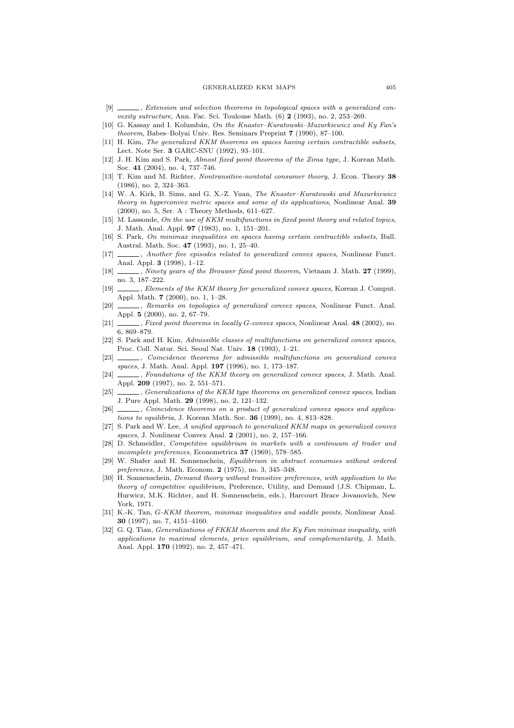[9] ______, *Extension and selection theorems in topological spaces with a generalized convexity sutructure*, Ann. Fac. Sci. Toulouse Math. (6) **2** (1993), no. 2, 253–269.

[10] G. Kassay and I. Kolumbán, *On the Knaster–Kuratowski–Mazurkiewicz and Ky Fan's theorem*, Babes–Bolyai Univ. Res. Seminars Preprint **7** (1990), 87–100.

[11] H. Kim, *The generalized KKM theorems on spaces having certain contractible subsets*, Lect. Note Ser. **3** GARC-SNU (1992), 93–101.

[12] J. H. Kim and S. Park, *Almost fixed point theorems of the Zima type*, J. Korean Math. Soc. **41** (2004), no. 4, 737–746.

[13] T. Kim and M. Richter, *Nontransitive-nontotal consumer theory*, J. Econ. Theory **38** (1986), no. 2, 324–363.

[14] W. A. Kirk, B. Sims, and G. X.-Z. Yuan, *The Knaster–Kuratowski and Mazurkiewicz theory in hyperconvex metric spaces and some of its applications*, Nonlinear Anal. **39** (2000), no. 5, Ser. A : Theory Methods, 611–627.

[15] M. Lassonde, *On the use of KKM multifunctions in fixed point theory and related topics*, J. Math. Anal. Appl. **97** (1983), no. 1, 151–201.

[16] S. Park, *On minimax inequalities on spaces having certain contractible subsets*, Bull. Austral. Math. Soc. **47** (1993), no. 1, 25–40.

[17] ______, *Another five episodes related to generalized convex spaces*, Nonlinear Funct. Anal. Appl. **3** (1998), 1–12.

[18] ______, *Ninety years of the Brouwer fixed point theorem*, Vietnam J. Math. **27** (1999), no. 3, 187–222.

[19] ______, *Elements of the KKM theory for generalized convex spaces*, Korean J. Comput. Appl. Math. **7** (2000), no. 1, 1–28.

[20] ______, *Remarks on topologies of generalized convex spaces*, Nonlinear Funct. Anal. Appl. **5** (2000), no. 2, 67–79.

[21] ______, *Fixed point theorems in locally G-convex spaces*, Nonlinear Anal. **48** (2002), no. 6, 869–879.

[22] S. Park and H. Kim, *Admissible classes of multifunctions on generalized convex spaces*, Proc. Coll. Natur. Sci. Seoul Nat. Univ. **18** (1993), 1–21.

[23] ______, *Coincidence theorems for admissible multifunctions on generalized convex spaces*, J. Math. Anal. Appl. **197** (1996), no. 1, 173–187.

[24] ______, *Foundations of the KKM theory on generalized convex spaces*, J. Math. Anal. Appl. **209** (1997), no. 2, 551–571.

[25] ______, *Generalizations of the KKM type theorems on generalized convex spaces*, Indian J. Pure Appl. Math. **29** (1998), no. 2, 121–132.

[26] ______, *Coincidence theorems on a product of generalized convex spaces and applications to equilibria*, J. Korean Math. Soc. **36** (1999), no. 4, 813–828.

[27] S. Park and W. Lee, *A unified approach to generalized KKM maps in generalized convex spaces*, J. Nonlinear Convex Anal. **2** (2001), no. 2, 157–166.

[28] D. Schmeidler, *Competitive equilibrium in markets with a continuum of trader and incomplete preferences*, Econometrica **37** (1969), 578–585.

[29] W. Shafer and H. Sonnenschein, *Equilibrium in abstract economies without ordered preferences*, J. Math. Econom. **2** (1975), no. 3, 345–348.

[30] H. Sonnenschein, *Demand theory without transitive preferences, with application to the theory of competitive equilibrium*, Preference, Utility, and Demand (J.S. Chipman, L. Hurwicz, M.K. Richter, and H. Sonnenschein, eds.), Harcourt Brace Jovanovich, New York, 1971.

[31] K.-K. Tan, *G-KKM theorem, minimax inequalities and saddle points*, Nonlinear Anal. **30** (1997), no. 7, 4151–4160.

[32] G. Q. Tian, *Generalizations of FKKM theorem and the Ky Fan minimax inequality, with applications to maximal elements, price equilibrium, and complementarity*, J. Math. Anal. Appl. **170** (1992), no. 2, 457–471.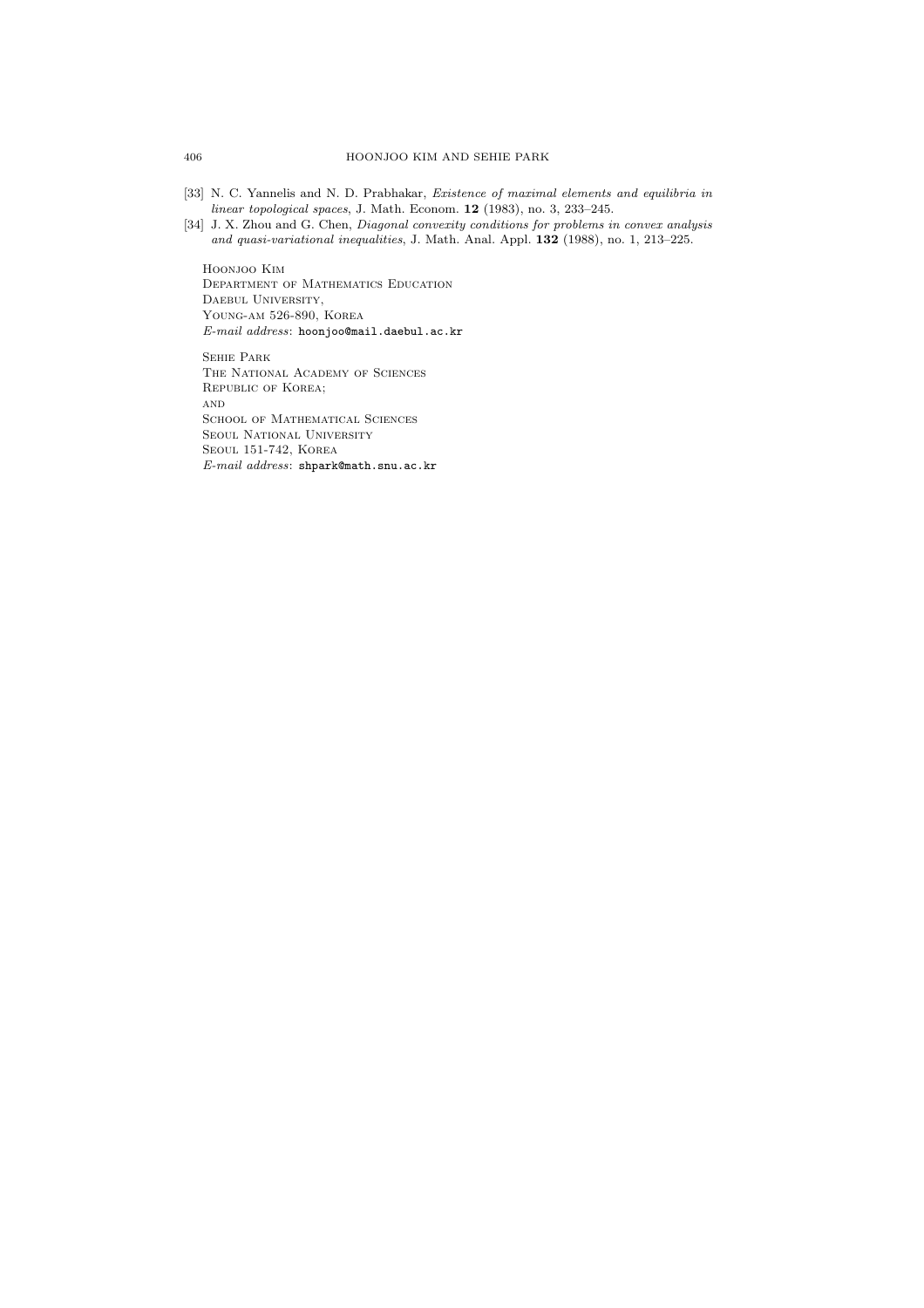[33] N. C. Yannelis and N. D. Prabhakar, *Existence of maximal elements and equilibria in linear topological spaces*, J. Math. Econom. **12** (1983), no. 3, 233–245.

[34] J. X. Zhou and G. Chen, *Diagonal convexity conditions for problems in convex analysis and quasi-variational inequalities*, J. Math. Anal. Appl. **132** (1988), no. 1, 213–225.

Hoonjoo Kim
Department of Mathematics Education
Daebul University,
Young-am 526-890, Korea
*E-mail address*: hoonjoo@mail.daebul.ac.kr

Sehie Park
The National Academy of Sciences
Republic of Korea;
and
School of Mathematical Sciences
Seoul National University
Seoul 151-742, Korea
*E-mail address*: shpark@math.snu.ac.kr